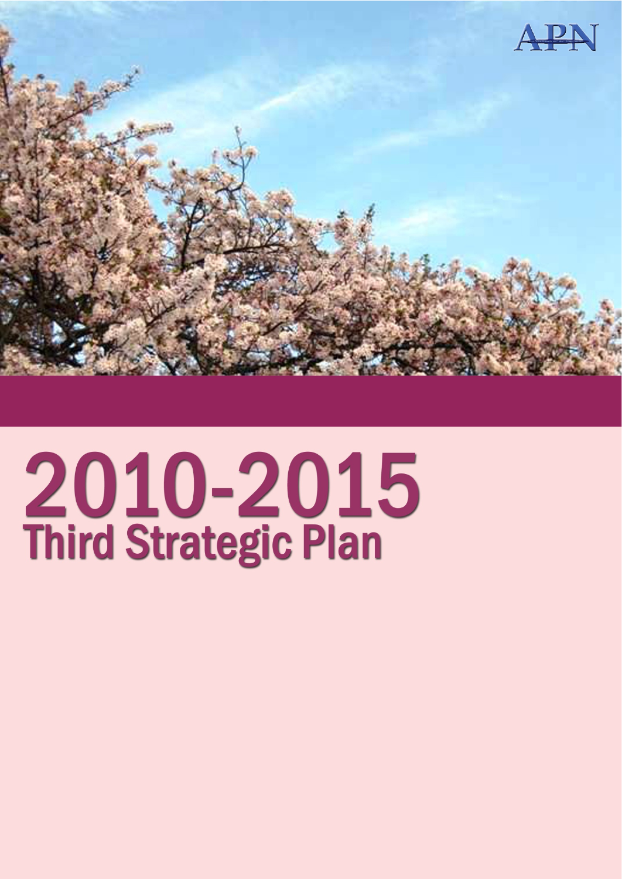APN

# 2010-2015
## Third Strategic Plan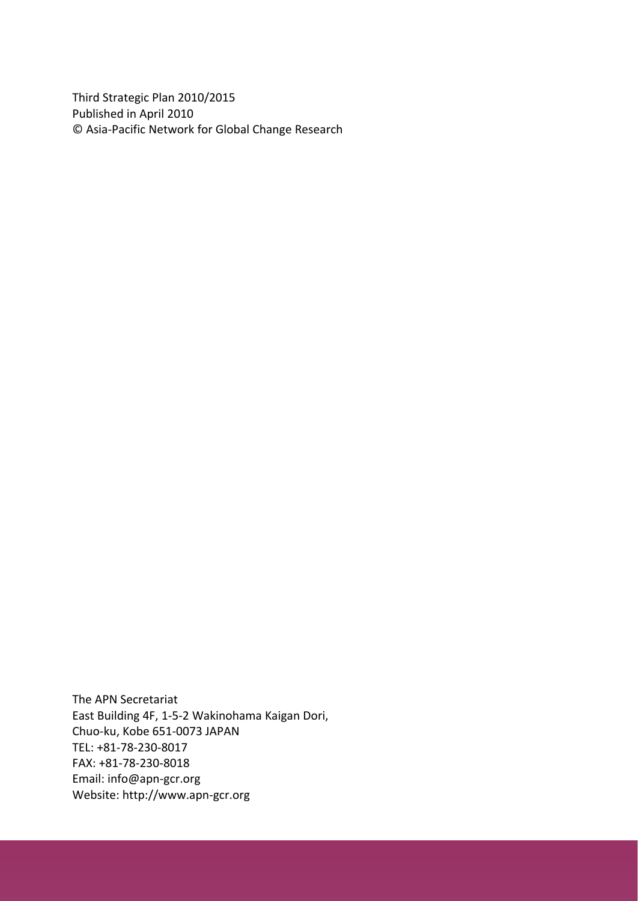Third Strategic Plan 2010/2015
Published in April 2010
© Asia-Pacific Network for Global Change Research

The APN Secretariat
East Building 4F, 1-5-2 Wakinohama Kaigan Dori,
Chuo-ku, Kobe 651-0073 JAPAN
TEL: +81-78-230-8017
FAX: +81-78-230-8018
Email: info@apn-gcr.org
Website: http://www.apn-gcr.org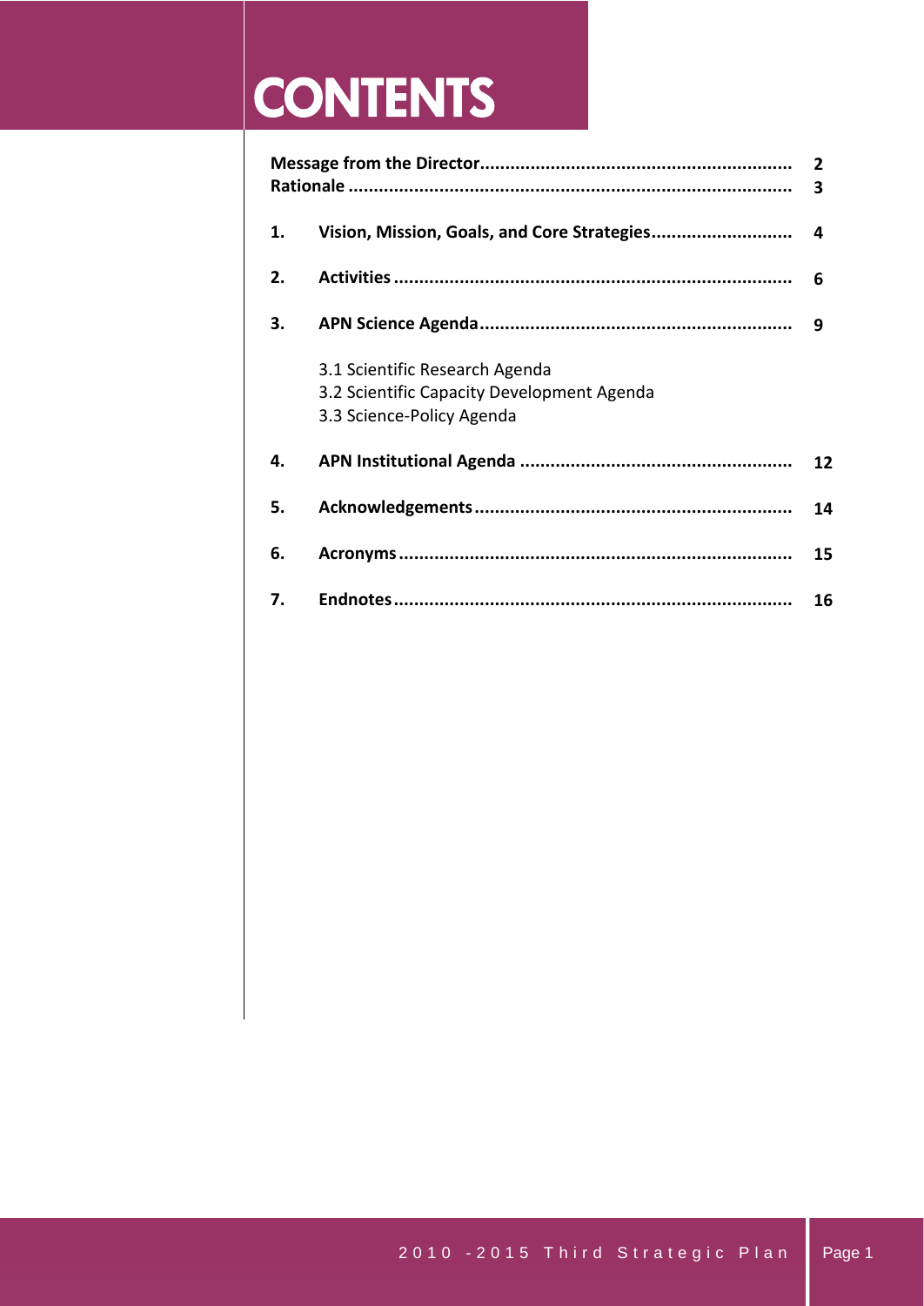# CONTENTS

| | | |
|---|---|---|
| **Message from the Director** | | **2** |
| **Rationale** | | **3** |
| **1.** | **Vision, Mission, Goals, and Core Strategies** | **4** |
| **2.** | **Activities** | **6** |
| **3.** | **APN Science Agenda** | **9** |
| | 3.1 Scientific Research Agenda | |
| | 3.2 Scientific Capacity Development Agenda | |
| | 3.3 Science-Policy Agenda | |
| **4.** | **APN Institutional Agenda** | **12** |
| **5.** | **Acknowledgements** | **14** |
| **6.** | **Acronyms** | **15** |
| **7.** | **Endnotes** | **16** |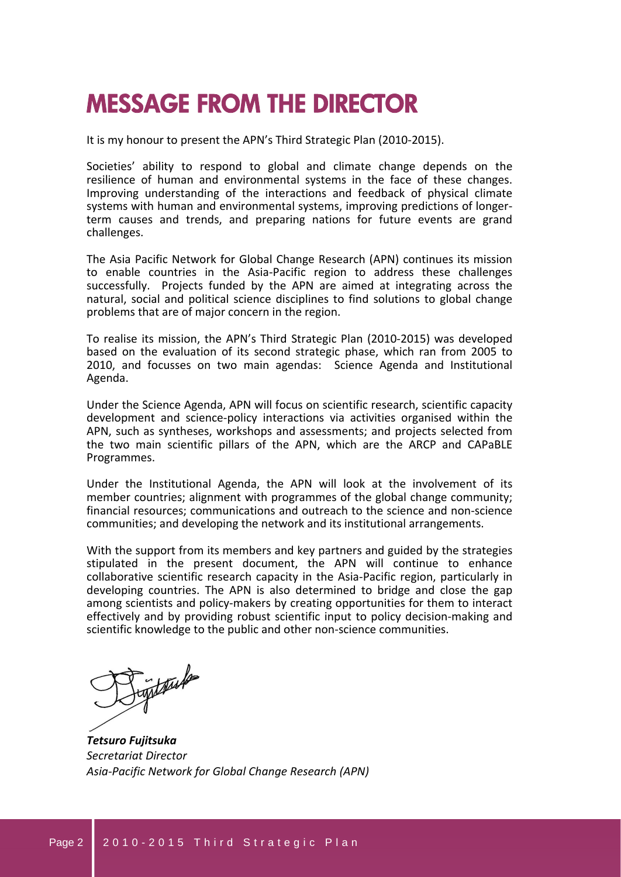# MESSAGE FROM THE DIRECTOR

It is my honour to present the APN's Third Strategic Plan (2010-2015).

Societies' ability to respond to global and climate change depends on the resilience of human and environmental systems in the face of these changes. Improving understanding of the interactions and feedback of physical climate systems with human and environmental systems, improving predictions of longer-term causes and trends, and preparing nations for future events are grand challenges.

The Asia Pacific Network for Global Change Research (APN) continues its mission to enable countries in the Asia-Pacific region to address these challenges successfully. Projects funded by the APN are aimed at integrating across the natural, social and political science disciplines to find solutions to global change problems that are of major concern in the region.

To realise its mission, the APN's Third Strategic Plan (2010-2015) was developed based on the evaluation of its second strategic phase, which ran from 2005 to 2010, and focusses on two main agendas: Science Agenda and Institutional Agenda.

Under the Science Agenda, APN will focus on scientific research, scientific capacity development and science-policy interactions via activities organised within the APN, such as syntheses, workshops and assessments; and projects selected from the two main scientific pillars of the APN, which are the ARCP and CAPaBLE Programmes.

Under the Institutional Agenda, the APN will look at the involvement of its member countries; alignment with programmes of the global change community; financial resources; communications and outreach to the science and non-science communities; and developing the network and its institutional arrangements.

With the support from its members and key partners and guided by the strategies stipulated in the present document, the APN will continue to enhance collaborative scientific research capacity in the Asia-Pacific region, particularly in developing countries. The APN is also determined to bridge and close the gap among scientists and policy-makers by creating opportunities for them to interact effectively and by providing robust scientific input to policy decision-making and scientific knowledge to the public and other non-science communities.

***Tetsuro Fujitsuka***
*Secretariat Director*
*Asia-Pacific Network for Global Change Research (APN)*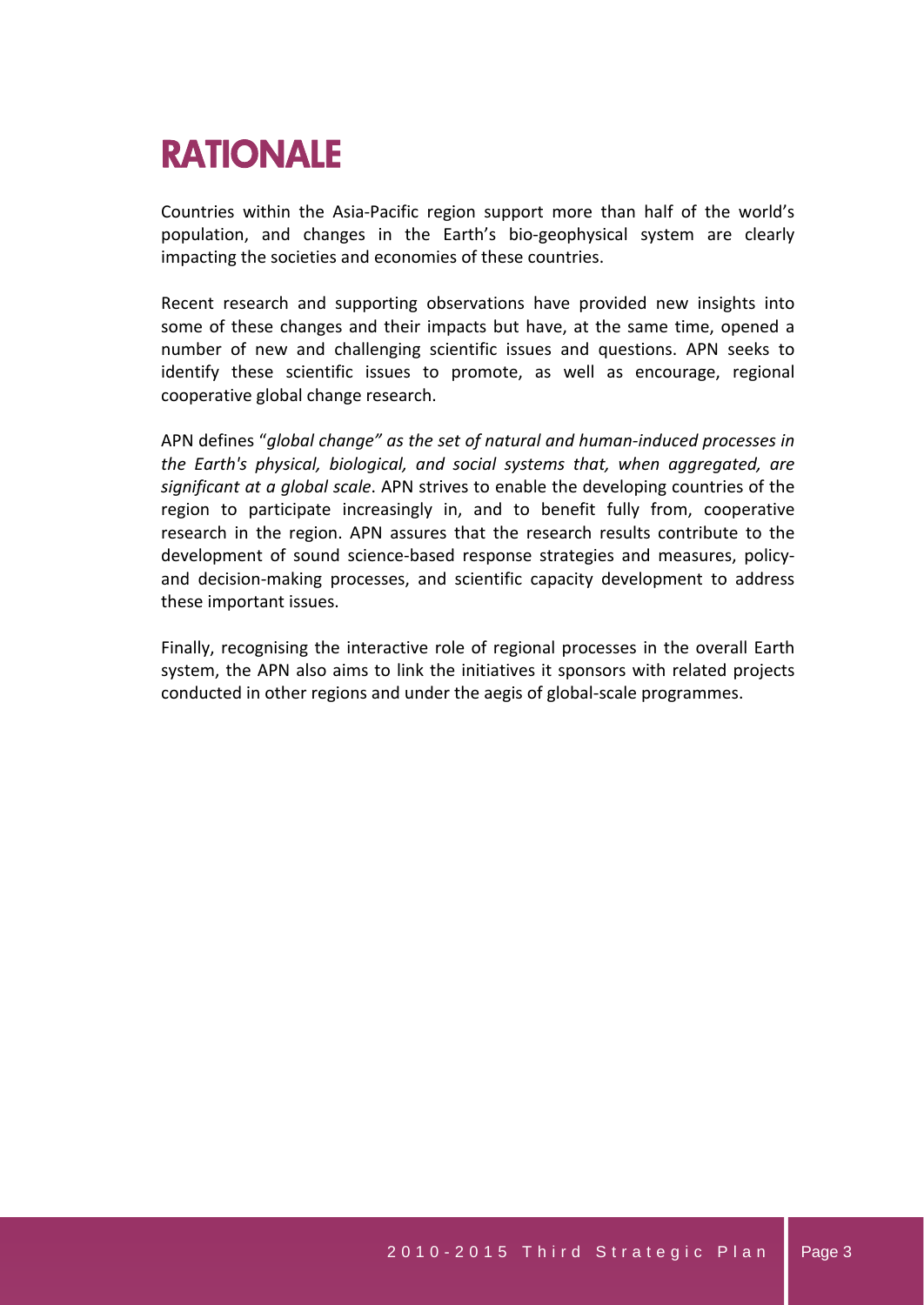# RATIONALE

Countries within the Asia-Pacific region support more than half of the world's population, and changes in the Earth's bio-geophysical system are clearly impacting the societies and economies of these countries.

Recent research and supporting observations have provided new insights into some of these changes and their impacts but have, at the same time, opened a number of new and challenging scientific issues and questions. APN seeks to identify these scientific issues to promote, as well as encourage, regional cooperative global change research.

APN defines "*global change" as the set of natural and human-induced processes in the Earth's physical, biological, and social systems that, when aggregated, are significant at a global scale*. APN strives to enable the developing countries of the region to participate increasingly in, and to benefit fully from, cooperative research in the region. APN assures that the research results contribute to the development of sound science-based response strategies and measures, policy- and decision-making processes, and scientific capacity development to address these important issues.

Finally, recognising the interactive role of regional processes in the overall Earth system, the APN also aims to link the initiatives it sponsors with related projects conducted in other regions and under the aegis of global-scale programmes.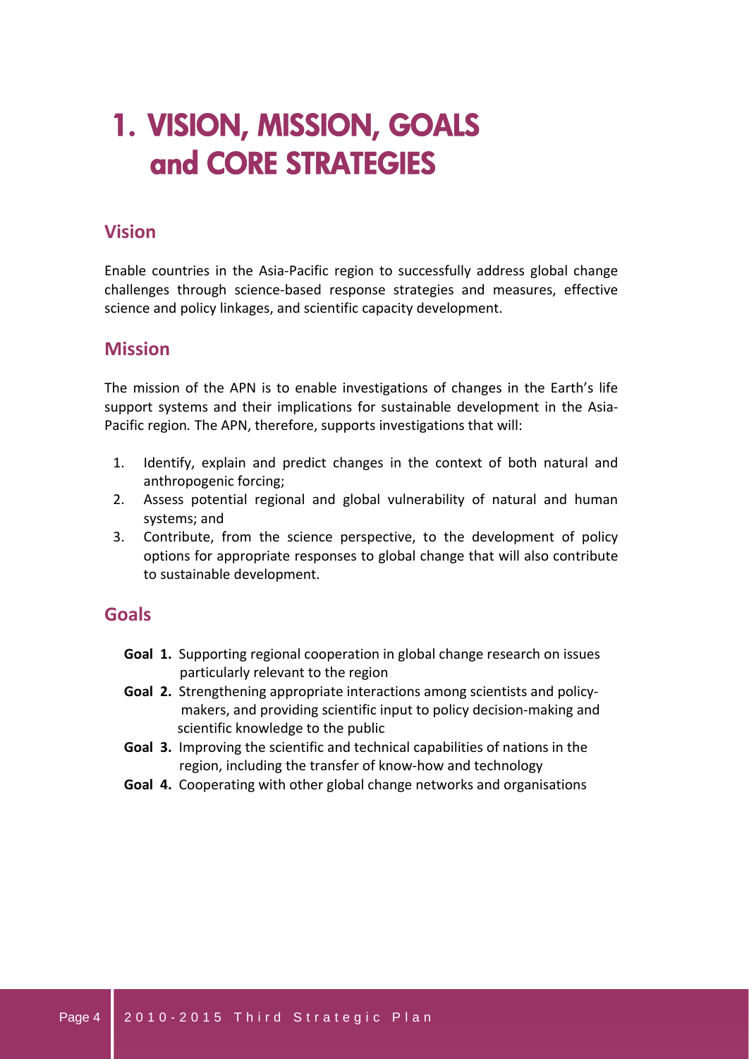# 1. VISION, MISSION, GOALS and CORE STRATEGIES

## Vision

Enable countries in the Asia-Pacific region to successfully address global change challenges through science-based response strategies and measures, effective science and policy linkages, and scientific capacity development.

## Mission

The mission of the APN is to enable investigations of changes in the Earth's life support systems and their implications for sustainable development in the Asia-Pacific region. The APN, therefore, supports investigations that will:

1. Identify, explain and predict changes in the context of both natural and anthropogenic forcing;
2. Assess potential regional and global vulnerability of natural and human systems; and
3. Contribute, from the science perspective, to the development of policy options for appropriate responses to global change that will also contribute to sustainable development.

## Goals

- **Goal 1.** Supporting regional cooperation in global change research on issues particularly relevant to the region
- **Goal 2.** Strengthening appropriate interactions among scientists and policy-makers, and providing scientific input to policy decision-making and scientific knowledge to the public
- **Goal 3.** Improving the scientific and technical capabilities of nations in the region, including the transfer of know-how and technology
- **Goal 4.** Cooperating with other global change networks and organisations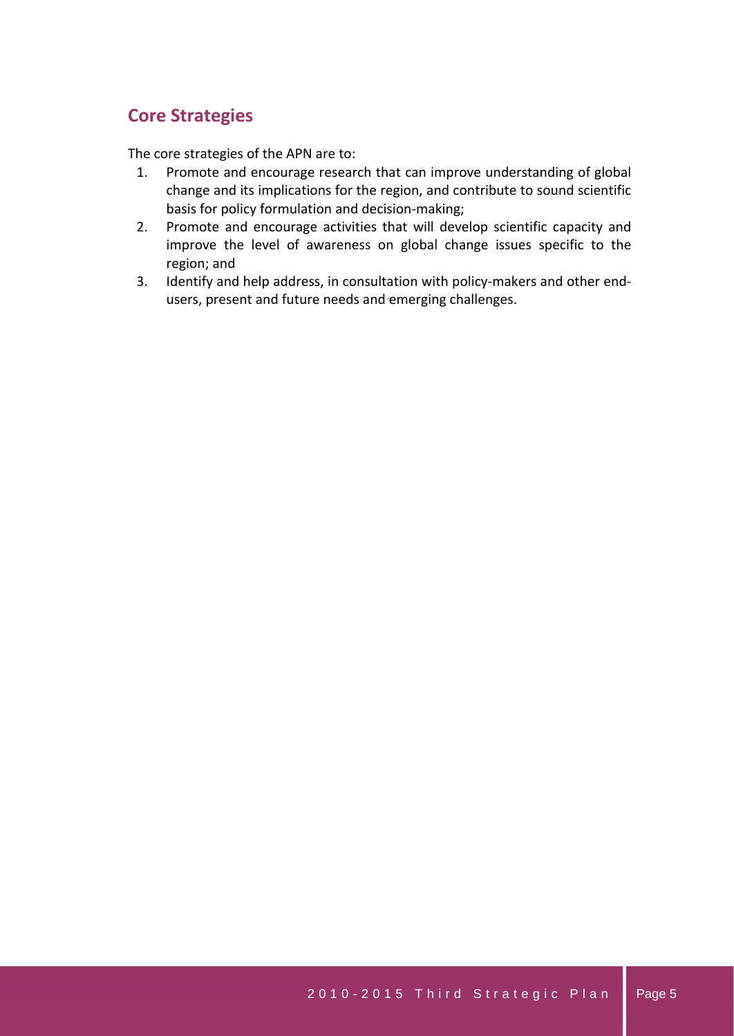## Core Strategies

The core strategies of the APN are to:

1. Promote and encourage research that can improve understanding of global change and its implications for the region, and contribute to sound scientific basis for policy formulation and decision-making;
2. Promote and encourage activities that will develop scientific capacity and improve the level of awareness on global change issues specific to the region; and
3. Identify and help address, in consultation with policy-makers and other end-users, present and future needs and emerging challenges.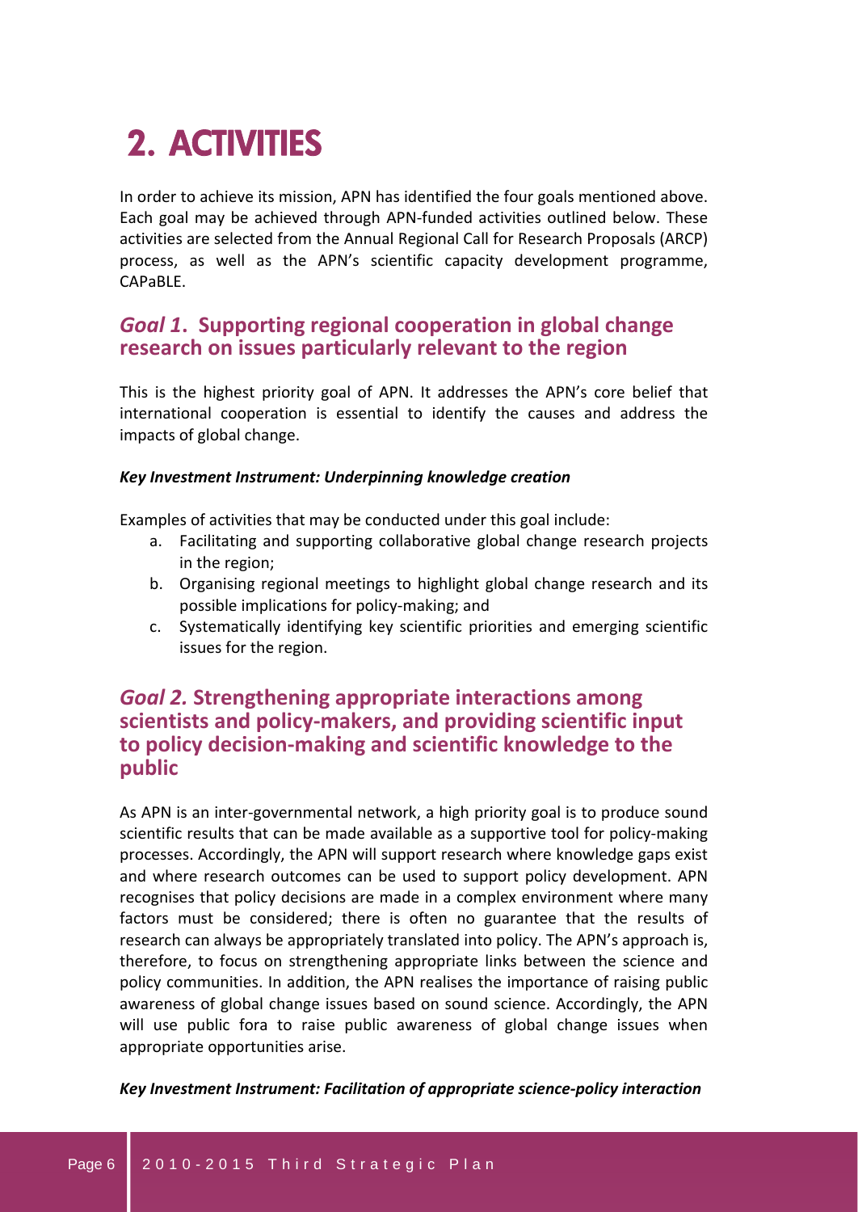# 2. ACTIVITIES

In order to achieve its mission, APN has identified the four goals mentioned above. Each goal may be achieved through APN-funded activities outlined below. These activities are selected from the Annual Regional Call for Research Proposals (ARCP) process, as well as the APN's scientific capacity development programme, CAPaBLE.

## *Goal 1*. Supporting regional cooperation in global change research on issues particularly relevant to the region

This is the highest priority goal of APN. It addresses the APN's core belief that international cooperation is essential to identify the causes and address the impacts of global change.

***Key Investment Instrument: Underpinning knowledge creation***

Examples of activities that may be conducted under this goal include:

a. Facilitating and supporting collaborative global change research projects in the region;
b. Organising regional meetings to highlight global change research and its possible implications for policy-making; and
c. Systematically identifying key scientific priorities and emerging scientific issues for the region.

## *Goal 2.* Strengthening appropriate interactions among scientists and policy-makers, and providing scientific input to policy decision-making and scientific knowledge to the public

As APN is an inter-governmental network, a high priority goal is to produce sound scientific results that can be made available as a supportive tool for policy-making processes. Accordingly, the APN will support research where knowledge gaps exist and where research outcomes can be used to support policy development. APN recognises that policy decisions are made in a complex environment where many factors must be considered; there is often no guarantee that the results of research can always be appropriately translated into policy. The APN's approach is, therefore, to focus on strengthening appropriate links between the science and policy communities. In addition, the APN realises the importance of raising public awareness of global change issues based on sound science. Accordingly, the APN will use public fora to raise public awareness of global change issues when appropriate opportunities arise.

***Key Investment Instrument: Facilitation of appropriate science-policy interaction***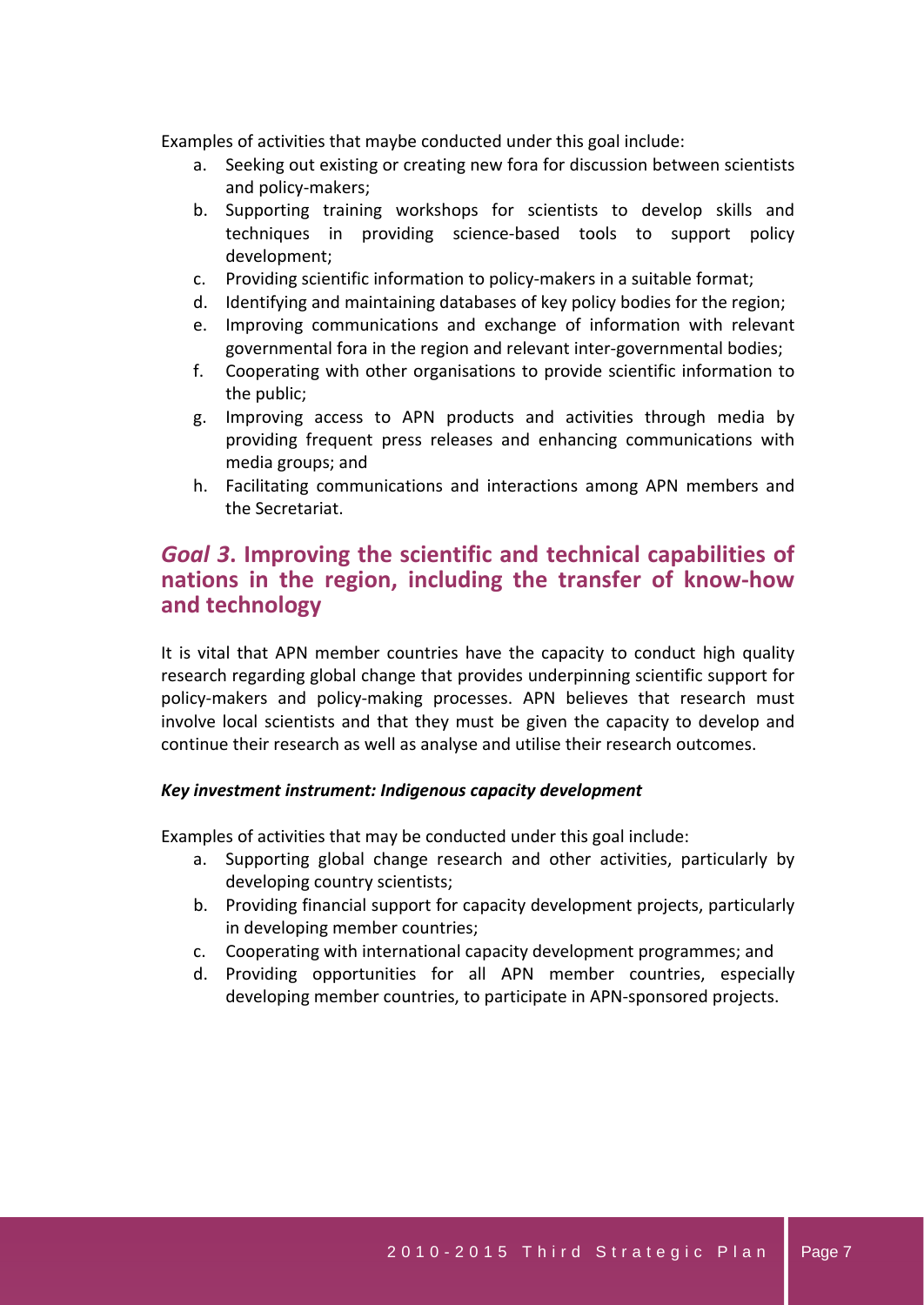Examples of activities that maybe conducted under this goal include:

a. Seeking out existing or creating new fora for discussion between scientists and policy-makers;
b. Supporting training workshops for scientists to develop skills and techniques in providing science-based tools to support policy development;
c. Providing scientific information to policy-makers in a suitable format;
d. Identifying and maintaining databases of key policy bodies for the region;
e. Improving communications and exchange of information with relevant governmental fora in the region and relevant inter-governmental bodies;
f. Cooperating with other organisations to provide scientific information to the public;
g. Improving access to APN products and activities through media by providing frequent press releases and enhancing communications with media groups; and
h. Facilitating communications and interactions among APN members and the Secretariat.

## *Goal 3*. Improving the scientific and technical capabilities of nations in the region, including the transfer of know-how and technology

It is vital that APN member countries have the capacity to conduct high quality research regarding global change that provides underpinning scientific support for policy-makers and policy-making processes. APN believes that research must involve local scientists and that they must be given the capacity to develop and continue their research as well as analyse and utilise their research outcomes.

***Key investment instrument: Indigenous capacity development***

Examples of activities that may be conducted under this goal include:

a. Supporting global change research and other activities, particularly by developing country scientists;
b. Providing financial support for capacity development projects, particularly in developing member countries;
c. Cooperating with international capacity development programmes; and
d. Providing opportunities for all APN member countries, especially developing member countries, to participate in APN-sponsored projects.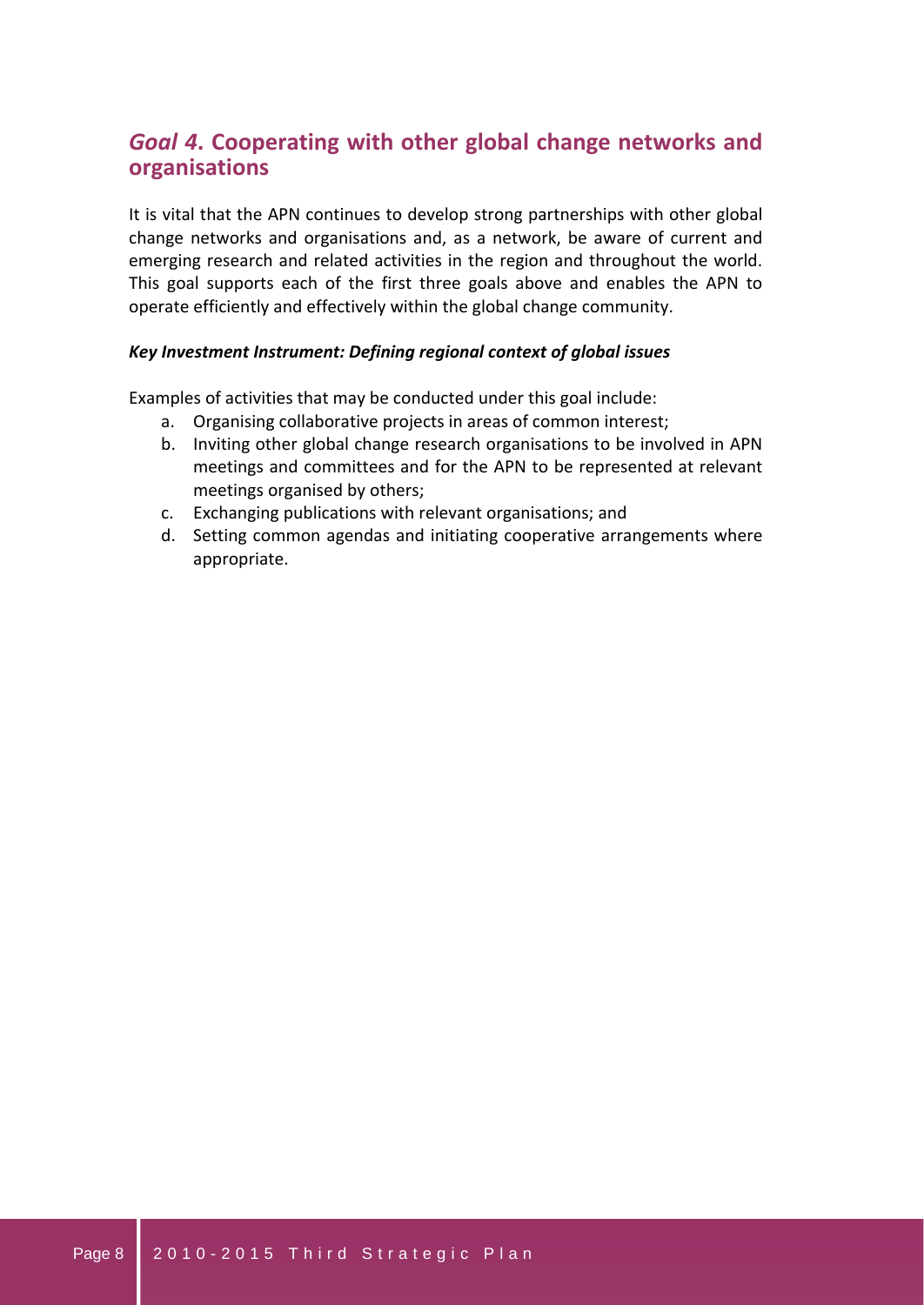## *Goal 4*. Cooperating with other global change networks and organisations

It is vital that the APN continues to develop strong partnerships with other global change networks and organisations and, as a network, be aware of current and emerging research and related activities in the region and throughout the world. This goal supports each of the first three goals above and enables the APN to operate efficiently and effectively within the global change community.

***Key Investment Instrument: Defining regional context of global issues***

Examples of activities that may be conducted under this goal include:

a. Organising collaborative projects in areas of common interest;
b. Inviting other global change research organisations to be involved in APN meetings and committees and for the APN to be represented at relevant meetings organised by others;
c. Exchanging publications with relevant organisations; and
d. Setting common agendas and initiating cooperative arrangements where appropriate.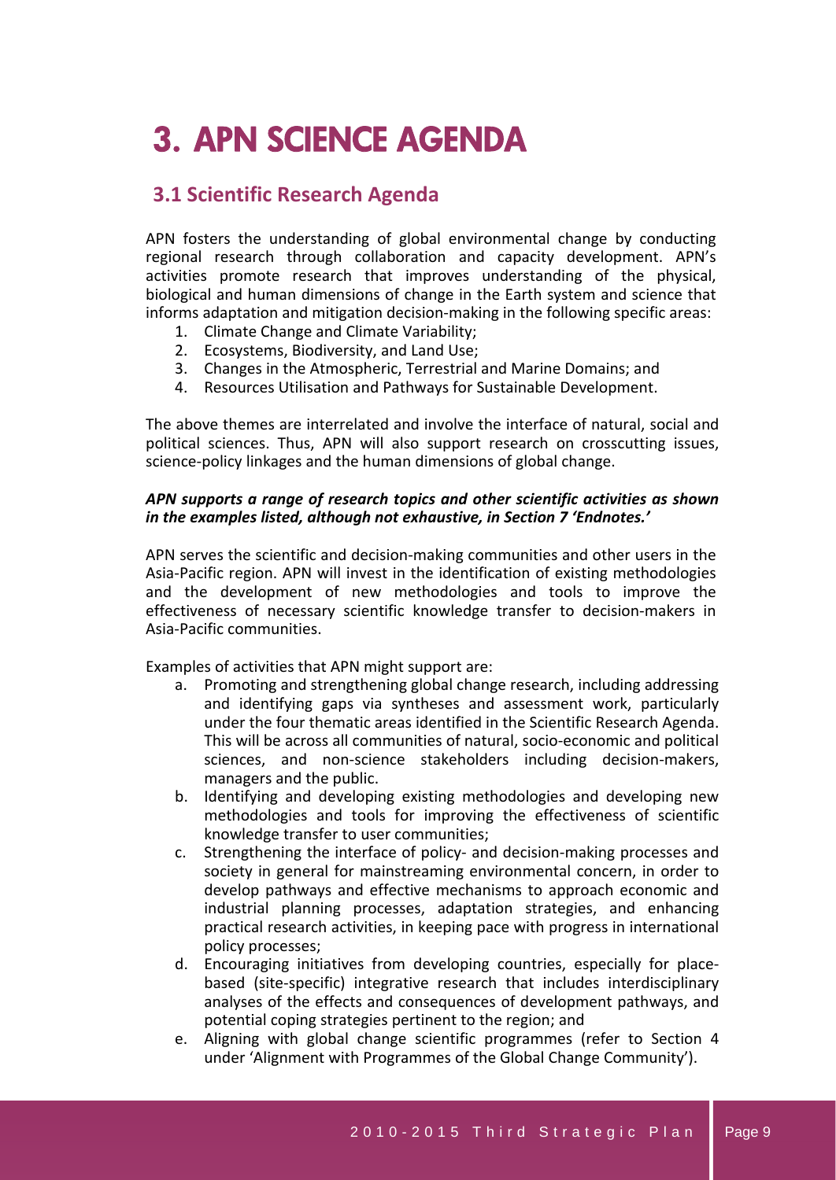# 3. APN SCIENCE AGENDA

## 3.1 Scientific Research Agenda

APN fosters the understanding of global environmental change by conducting regional research through collaboration and capacity development. APN's activities promote research that improves understanding of the physical, biological and human dimensions of change in the Earth system and science that informs adaptation and mitigation decision-making in the following specific areas:

1. Climate Change and Climate Variability;
2. Ecosystems, Biodiversity, and Land Use;
3. Changes in the Atmospheric, Terrestrial and Marine Domains; and
4. Resources Utilisation and Pathways for Sustainable Development.

The above themes are interrelated and involve the interface of natural, social and political sciences. Thus, APN will also support research on crosscutting issues, science-policy linkages and the human dimensions of global change.

***APN supports a range of research topics and other scientific activities as shown in the examples listed, although not exhaustive, in Section 7 'Endnotes.'***

APN serves the scientific and decision-making communities and other users in the Asia-Pacific region. APN will invest in the identification of existing methodologies and the development of new methodologies and tools to improve the effectiveness of necessary scientific knowledge transfer to decision-makers in Asia-Pacific communities.

Examples of activities that APN might support are:

a. Promoting and strengthening global change research, including addressing and identifying gaps via syntheses and assessment work, particularly under the four thematic areas identified in the Scientific Research Agenda. This will be across all communities of natural, socio-economic and political sciences, and non-science stakeholders including decision-makers, managers and the public.
b. Identifying and developing existing methodologies and developing new methodologies and tools for improving the effectiveness of scientific knowledge transfer to user communities;
c. Strengthening the interface of policy- and decision-making processes and society in general for mainstreaming environmental concern, in order to develop pathways and effective mechanisms to approach economic and industrial planning processes, adaptation strategies, and enhancing practical research activities, in keeping pace with progress in international policy processes;
d. Encouraging initiatives from developing countries, especially for place-based (site-specific) integrative research that includes interdisciplinary analyses of the effects and consequences of development pathways, and potential coping strategies pertinent to the region; and
e. Aligning with global change scientific programmes (refer to Section 4 under 'Alignment with Programmes of the Global Change Community').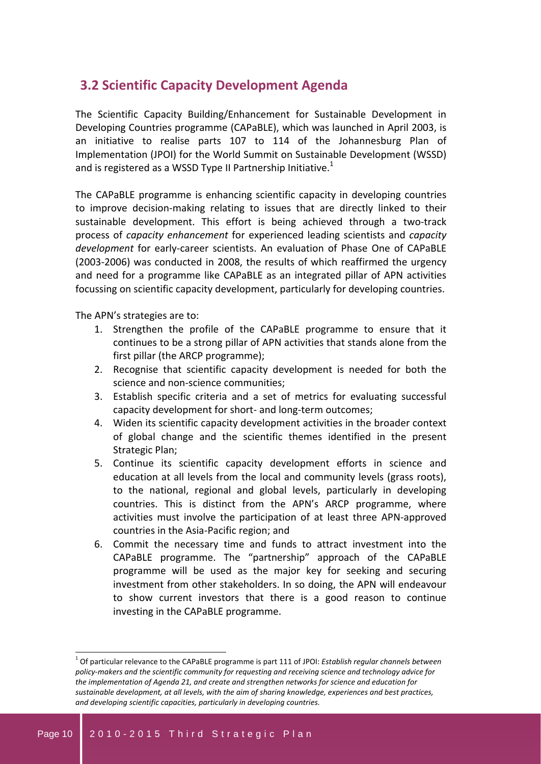## 3.2 Scientific Capacity Development Agenda

The Scientific Capacity Building/Enhancement for Sustainable Development in Developing Countries programme (CAPaBLE), which was launched in April 2003, is an initiative to realise parts 107 to 114 of the Johannesburg Plan of Implementation (JPOI) for the World Summit on Sustainable Development (WSSD) and is registered as a WSSD Type II Partnership Initiative.[1]

The CAPaBLE programme is enhancing scientific capacity in developing countries to improve decision-making relating to issues that are directly linked to their sustainable development. This effort is being achieved through a two-track process of *capacity enhancement* for experienced leading scientists and *capacity development* for early-career scientists. An evaluation of Phase One of CAPaBLE (2003-2006) was conducted in 2008, the results of which reaffirmed the urgency and need for a programme like CAPaBLE as an integrated pillar of APN activities focussing on scientific capacity development, particularly for developing countries.

The APN's strategies are to:

1. Strengthen the profile of the CAPaBLE programme to ensure that it continues to be a strong pillar of APN activities that stands alone from the first pillar (the ARCP programme);
2. Recognise that scientific capacity development is needed for both the science and non-science communities;
3. Establish specific criteria and a set of metrics for evaluating successful capacity development for short- and long-term outcomes;
4. Widen its scientific capacity development activities in the broader context of global change and the scientific themes identified in the present Strategic Plan;
5. Continue its scientific capacity development efforts in science and education at all levels from the local and community levels (grass roots), to the national, regional and global levels, particularly in developing countries. This is distinct from the APN's ARCP programme, where activities must involve the participation of at least three APN-approved countries in the Asia-Pacific region; and
6. Commit the necessary time and funds to attract investment into the CAPaBLE programme. The "partnership" approach of the CAPaBLE programme will be used as the major key for seeking and securing investment from other stakeholders. In so doing, the APN will endeavour to show current investors that there is a good reason to continue investing in the CAPaBLE programme.

---

[1] Of particular relevance to the CAPaBLE programme is part 111 of JPOI: *Establish regular channels between policy-makers and the scientific community for requesting and receiving science and technology advice for the implementation of Agenda 21, and create and strengthen networks for science and education for sustainable development, at all levels, with the aim of sharing knowledge, experiences and best practices, and developing scientific capacities, particularly in developing countries.*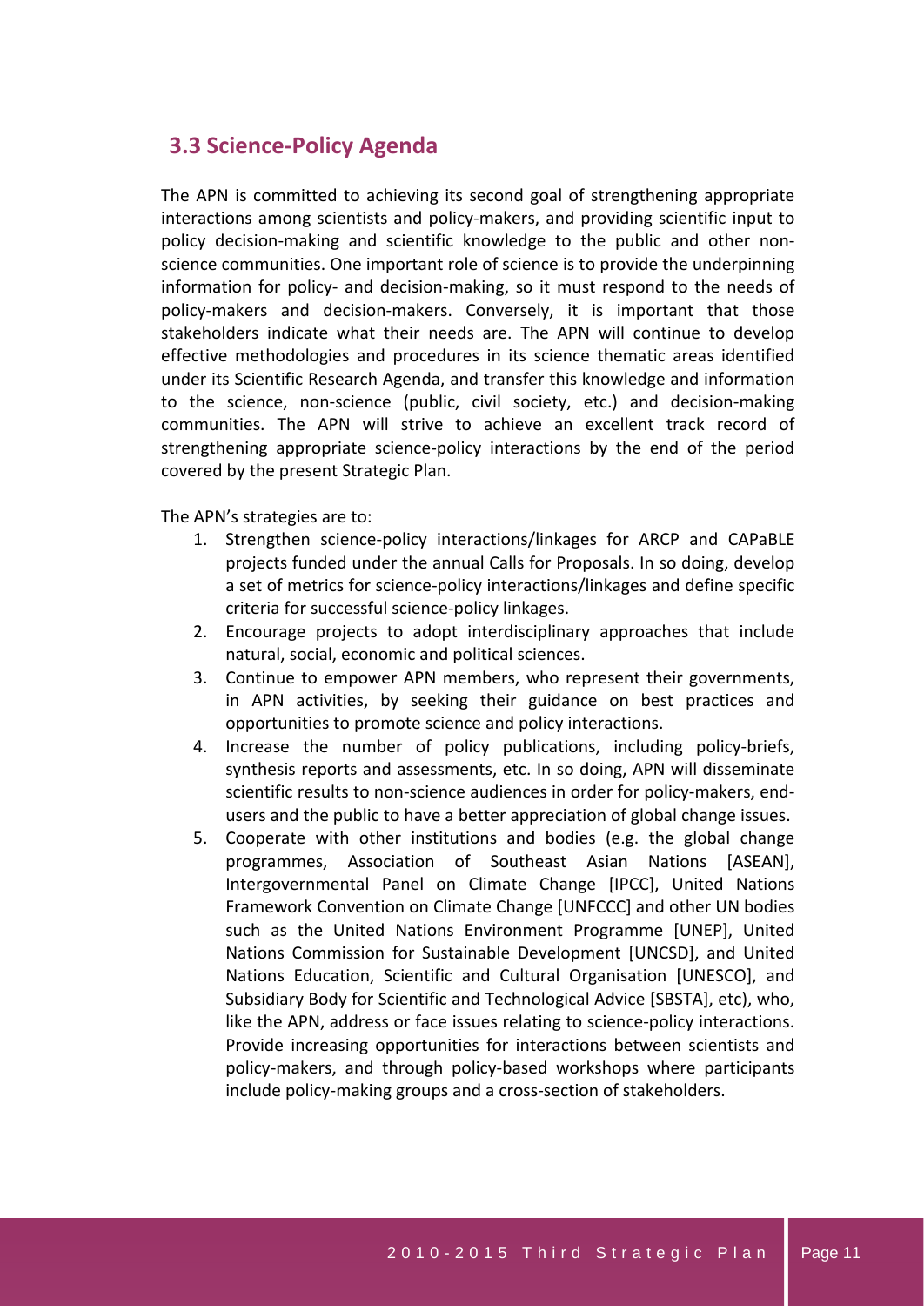## 3.3 Science-Policy Agenda

The APN is committed to achieving its second goal of strengthening appropriate interactions among scientists and policy-makers, and providing scientific input to policy decision-making and scientific knowledge to the public and other non-science communities. One important role of science is to provide the underpinning information for policy- and decision-making, so it must respond to the needs of policy-makers and decision-makers. Conversely, it is important that those stakeholders indicate what their needs are. The APN will continue to develop effective methodologies and procedures in its science thematic areas identified under its Scientific Research Agenda, and transfer this knowledge and information to the science, non-science (public, civil society, etc.) and decision-making communities. The APN will strive to achieve an excellent track record of strengthening appropriate science-policy interactions by the end of the period covered by the present Strategic Plan.

The APN's strategies are to:

1. Strengthen science-policy interactions/linkages for ARCP and CAPaBLE projects funded under the annual Calls for Proposals. In so doing, develop a set of metrics for science-policy interactions/linkages and define specific criteria for successful science-policy linkages.
2. Encourage projects to adopt interdisciplinary approaches that include natural, social, economic and political sciences.
3. Continue to empower APN members, who represent their governments, in APN activities, by seeking their guidance on best practices and opportunities to promote science and policy interactions.
4. Increase the number of policy publications, including policy-briefs, synthesis reports and assessments, etc. In so doing, APN will disseminate scientific results to non-science audiences in order for policy-makers, end-users and the public to have a better appreciation of global change issues.
5. Cooperate with other institutions and bodies (e.g. the global change programmes, Association of Southeast Asian Nations [ASEAN], Intergovernmental Panel on Climate Change [IPCC], United Nations Framework Convention on Climate Change [UNFCCC] and other UN bodies such as the United Nations Environment Programme [UNEP], United Nations Commission for Sustainable Development [UNCSD], and United Nations Education, Scientific and Cultural Organisation [UNESCO], and Subsidiary Body for Scientific and Technological Advice [SBSTA], etc), who, like the APN, address or face issues relating to science-policy interactions. Provide increasing opportunities for interactions between scientists and policy-makers, and through policy-based workshops where participants include policy-making groups and a cross-section of stakeholders.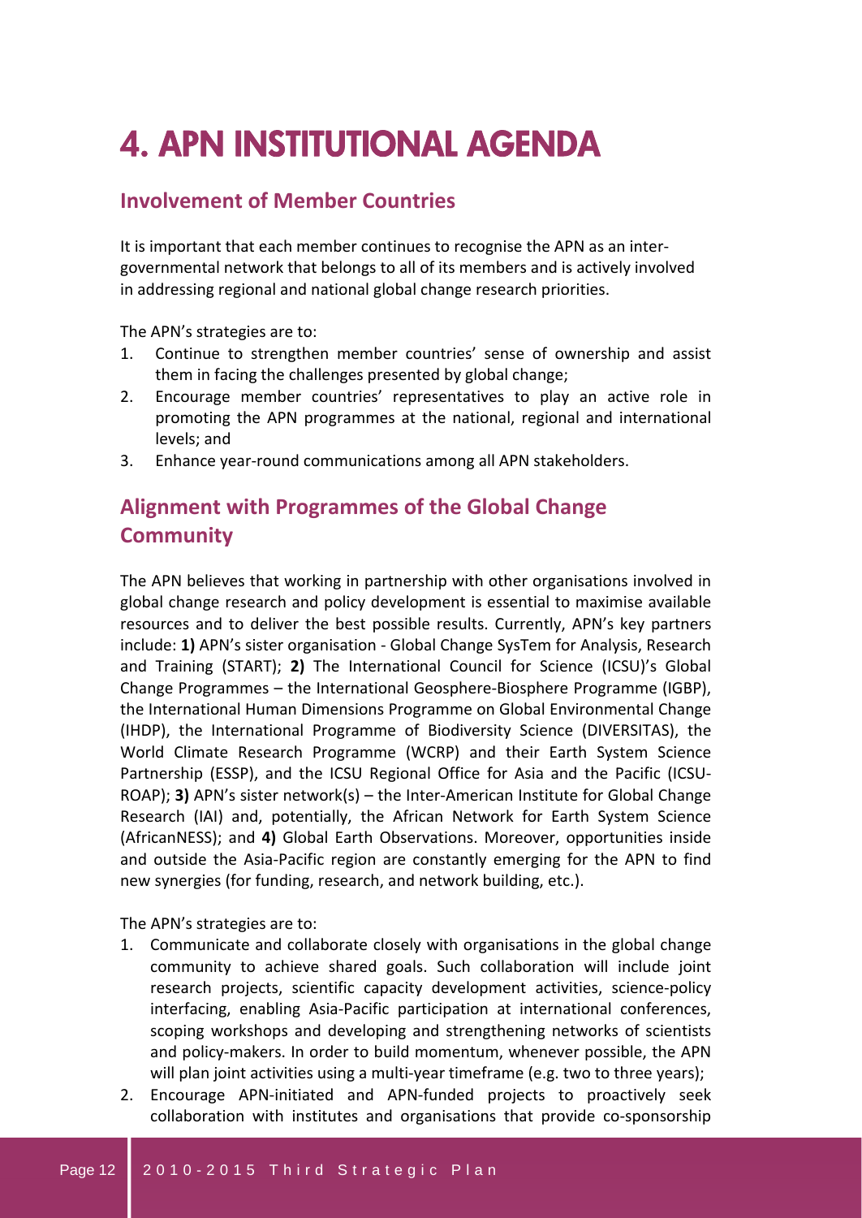# 4. APN INSTITUTIONAL AGENDA

## Involvement of Member Countries

It is important that each member continues to recognise the APN as an inter-governmental network that belongs to all of its members and is actively involved in addressing regional and national global change research priorities.

The APN's strategies are to:

1. Continue to strengthen member countries' sense of ownership and assist them in facing the challenges presented by global change;
2. Encourage member countries' representatives to play an active role in promoting the APN programmes at the national, regional and international levels; and
3. Enhance year-round communications among all APN stakeholders.

## Alignment with Programmes of the Global Change Community

The APN believes that working in partnership with other organisations involved in global change research and policy development is essential to maximise available resources and to deliver the best possible results. Currently, APN's key partners include: **1)** APN's sister organisation - Global Change SysTem for Analysis, Research and Training (START); **2)** The International Council for Science (ICSU)'s Global Change Programmes – the International Geosphere-Biosphere Programme (IGBP), the International Human Dimensions Programme on Global Environmental Change (IHDP), the International Programme of Biodiversity Science (DIVERSITAS), the World Climate Research Programme (WCRP) and their Earth System Science Partnership (ESSP), and the ICSU Regional Office for Asia and the Pacific (ICSU-ROAP); **3)** APN's sister network(s) – the Inter-American Institute for Global Change Research (IAI) and, potentially, the African Network for Earth System Science (AfricanNESS); and **4)** Global Earth Observations. Moreover, opportunities inside and outside the Asia-Pacific region are constantly emerging for the APN to find new synergies (for funding, research, and network building, etc.).

The APN's strategies are to:

1. Communicate and collaborate closely with organisations in the global change community to achieve shared goals. Such collaboration will include joint research projects, scientific capacity development activities, science-policy interfacing, enabling Asia-Pacific participation at international conferences, scoping workshops and developing and strengthening networks of scientists and policy-makers. In order to build momentum, whenever possible, the APN will plan joint activities using a multi-year timeframe (e.g. two to three years);
2. Encourage APN-initiated and APN-funded projects to proactively seek collaboration with institutes and organisations that provide co-sponsorship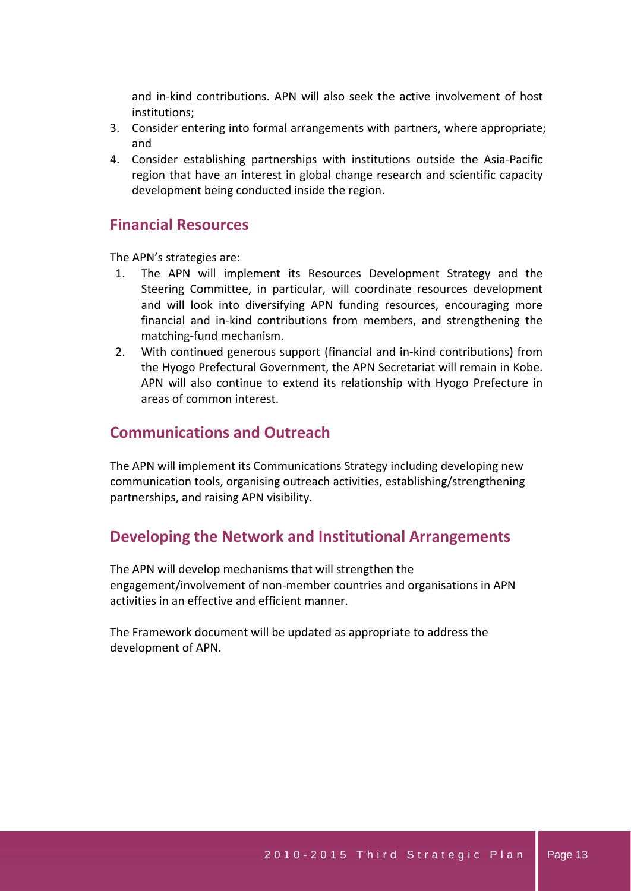and in-kind contributions. APN will also seek the active involvement of host institutions;

3. Consider entering into formal arrangements with partners, where appropriate; and
4. Consider establishing partnerships with institutions outside the Asia-Pacific region that have an interest in global change research and scientific capacity development being conducted inside the region.

## Financial Resources

The APN's strategies are:

1. The APN will implement its Resources Development Strategy and the Steering Committee, in particular, will coordinate resources development and will look into diversifying APN funding resources, encouraging more financial and in-kind contributions from members, and strengthening the matching-fund mechanism.
2. With continued generous support (financial and in-kind contributions) from the Hyogo Prefectural Government, the APN Secretariat will remain in Kobe. APN will also continue to extend its relationship with Hyogo Prefecture in areas of common interest.

## Communications and Outreach

The APN will implement its Communications Strategy including developing new communication tools, organising outreach activities, establishing/strengthening partnerships, and raising APN visibility.

## Developing the Network and Institutional Arrangements

The APN will develop mechanisms that will strengthen the engagement/involvement of non-member countries and organisations in APN activities in an effective and efficient manner.

The Framework document will be updated as appropriate to address the development of APN.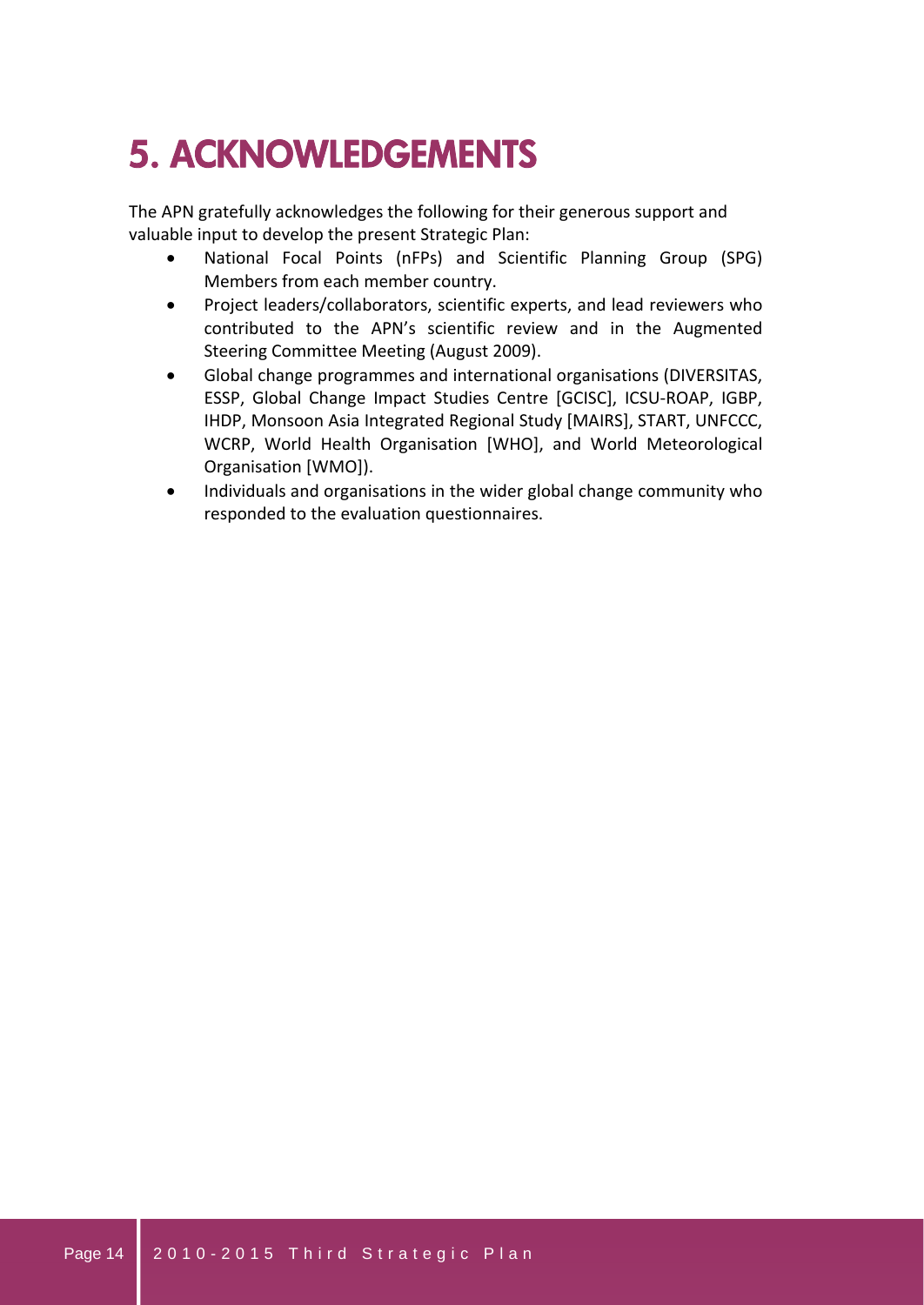# 5. ACKNOWLEDGEMENTS

The APN gratefully acknowledges the following for their generous support and valuable input to develop the present Strategic Plan:

- National Focal Points (nFPs) and Scientific Planning Group (SPG) Members from each member country.
- Project leaders/collaborators, scientific experts, and lead reviewers who contributed to the APN's scientific review and in the Augmented Steering Committee Meeting (August 2009).
- Global change programmes and international organisations (DIVERSITAS, ESSP, Global Change Impact Studies Centre [GCISC], ICSU-ROAP, IGBP, IHDP, Monsoon Asia Integrated Regional Study [MAIRS], START, UNFCCC, WCRP, World Health Organisation [WHO], and World Meteorological Organisation [WMO]).
- Individuals and organisations in the wider global change community who responded to the evaluation questionnaires.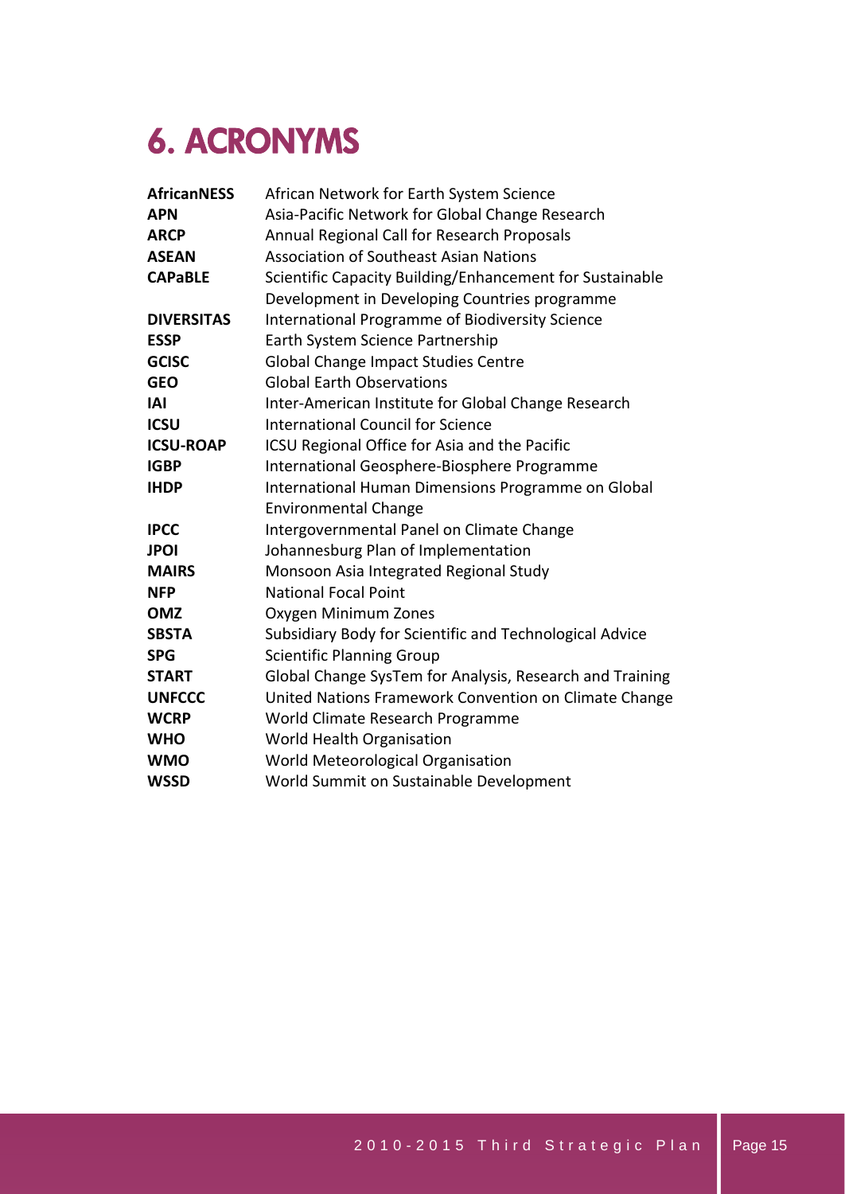# 6. ACRONYMS

| | |
|---|---|
| **AfricanNESS** | African Network for Earth System Science |
| **APN** | Asia-Pacific Network for Global Change Research |
| **ARCP** | Annual Regional Call for Research Proposals |
| **ASEAN** | Association of Southeast Asian Nations |
| **CAPaBLE** | Scientific Capacity Building/Enhancement for Sustainable Development in Developing Countries programme |
| **DIVERSITAS** | International Programme of Biodiversity Science |
| **ESSP** | Earth System Science Partnership |
| **GCISC** | Global Change Impact Studies Centre |
| **GEO** | Global Earth Observations |
| **IAI** | Inter-American Institute for Global Change Research |
| **ICSU** | International Council for Science |
| **ICSU-ROAP** | ICSU Regional Office for Asia and the Pacific |
| **IGBP** | International Geosphere-Biosphere Programme |
| **IHDP** | International Human Dimensions Programme on Global Environmental Change |
| **IPCC** | Intergovernmental Panel on Climate Change |
| **JPOI** | Johannesburg Plan of Implementation |
| **MAIRS** | Monsoon Asia Integrated Regional Study |
| **NFP** | National Focal Point |
| **OMZ** | Oxygen Minimum Zones |
| **SBSTA** | Subsidiary Body for Scientific and Technological Advice |
| **SPG** | Scientific Planning Group |
| **START** | Global Change SysTem for Analysis, Research and Training |
| **UNFCCC** | United Nations Framework Convention on Climate Change |
| **WCRP** | World Climate Research Programme |
| **WHO** | World Health Organisation |
| **WMO** | World Meteorological Organisation |
| **WSSD** | World Summit on Sustainable Development |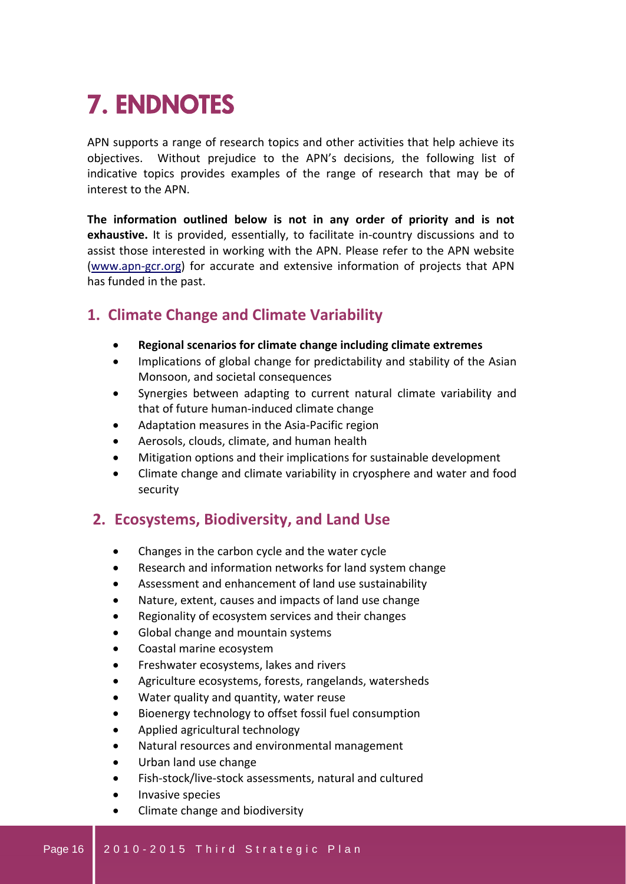# 7. ENDNOTES

APN supports a range of research topics and other activities that help achieve its objectives. Without prejudice to the APN's decisions, the following list of indicative topics provides examples of the range of research that may be of interest to the APN.

**The information outlined below is not in any order of priority and is not exhaustive.** It is provided, essentially, to facilitate in-country discussions and to assist those interested in working with the APN. Please refer to the APN website ([www.apn-gcr.org](www.apn-gcr.org)) for accurate and extensive information of projects that APN has funded in the past.

## 1. Climate Change and Climate Variability

- **Regional scenarios for climate change including climate extremes**
- Implications of global change for predictability and stability of the Asian Monsoon, and societal consequences
- Synergies between adapting to current natural climate variability and that of future human-induced climate change
- Adaptation measures in the Asia-Pacific region
- Aerosols, clouds, climate, and human health
- Mitigation options and their implications for sustainable development
- Climate change and climate variability in cryosphere and water and food security

## 2. Ecosystems, Biodiversity, and Land Use

- Changes in the carbon cycle and the water cycle
- Research and information networks for land system change
- Assessment and enhancement of land use sustainability
- Nature, extent, causes and impacts of land use change
- Regionality of ecosystem services and their changes
- Global change and mountain systems
- Coastal marine ecosystem
- Freshwater ecosystems, lakes and rivers
- Agriculture ecosystems, forests, rangelands, watersheds
- Water quality and quantity, water reuse
- Bioenergy technology to offset fossil fuel consumption
- Applied agricultural technology
- Natural resources and environmental management
- Urban land use change
- Fish-stock/live-stock assessments, natural and cultured
- Invasive species
- Climate change and biodiversity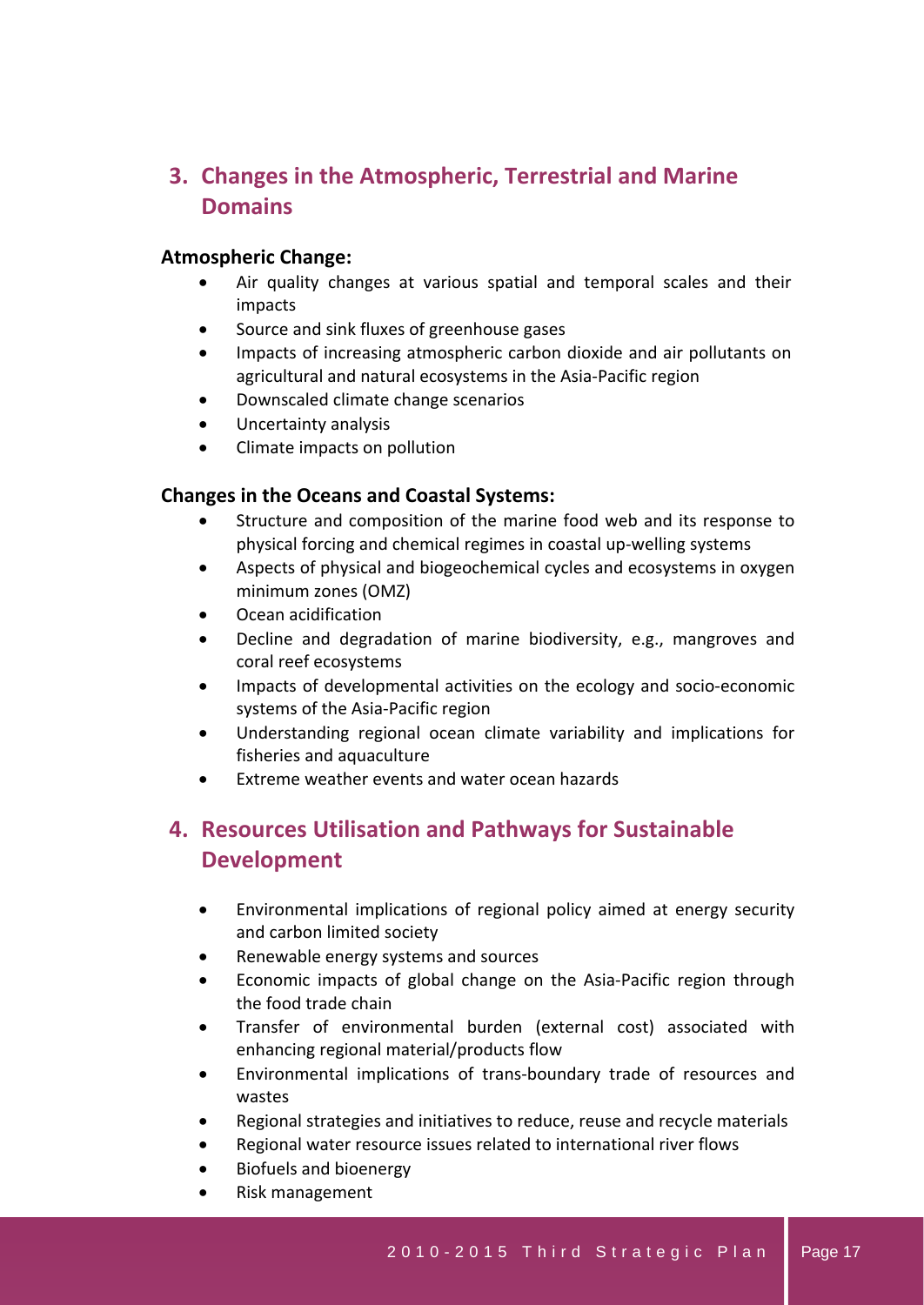## 3. Changes in the Atmospheric, Terrestrial and Marine Domains

**Atmospheric Change:**

- Air quality changes at various spatial and temporal scales and their impacts
- Source and sink fluxes of greenhouse gases
- Impacts of increasing atmospheric carbon dioxide and air pollutants on agricultural and natural ecosystems in the Asia-Pacific region
- Downscaled climate change scenarios
- Uncertainty analysis
- Climate impacts on pollution

**Changes in the Oceans and Coastal Systems:**

- Structure and composition of the marine food web and its response to physical forcing and chemical regimes in coastal up-welling systems
- Aspects of physical and biogeochemical cycles and ecosystems in oxygen minimum zones (OMZ)
- Ocean acidification
- Decline and degradation of marine biodiversity, e.g., mangroves and coral reef ecosystems
- Impacts of developmental activities on the ecology and socio-economic systems of the Asia-Pacific region
- Understanding regional ocean climate variability and implications for fisheries and aquaculture
- Extreme weather events and water ocean hazards

## 4. Resources Utilisation and Pathways for Sustainable Development

- Environmental implications of regional policy aimed at energy security and carbon limited society
- Renewable energy systems and sources
- Economic impacts of global change on the Asia-Pacific region through the food trade chain
- Transfer of environmental burden (external cost) associated with enhancing regional material/products flow
- Environmental implications of trans-boundary trade of resources and wastes
- Regional strategies and initiatives to reduce, reuse and recycle materials
- Regional water resource issues related to international river flows
- Biofuels and bioenergy
- Risk management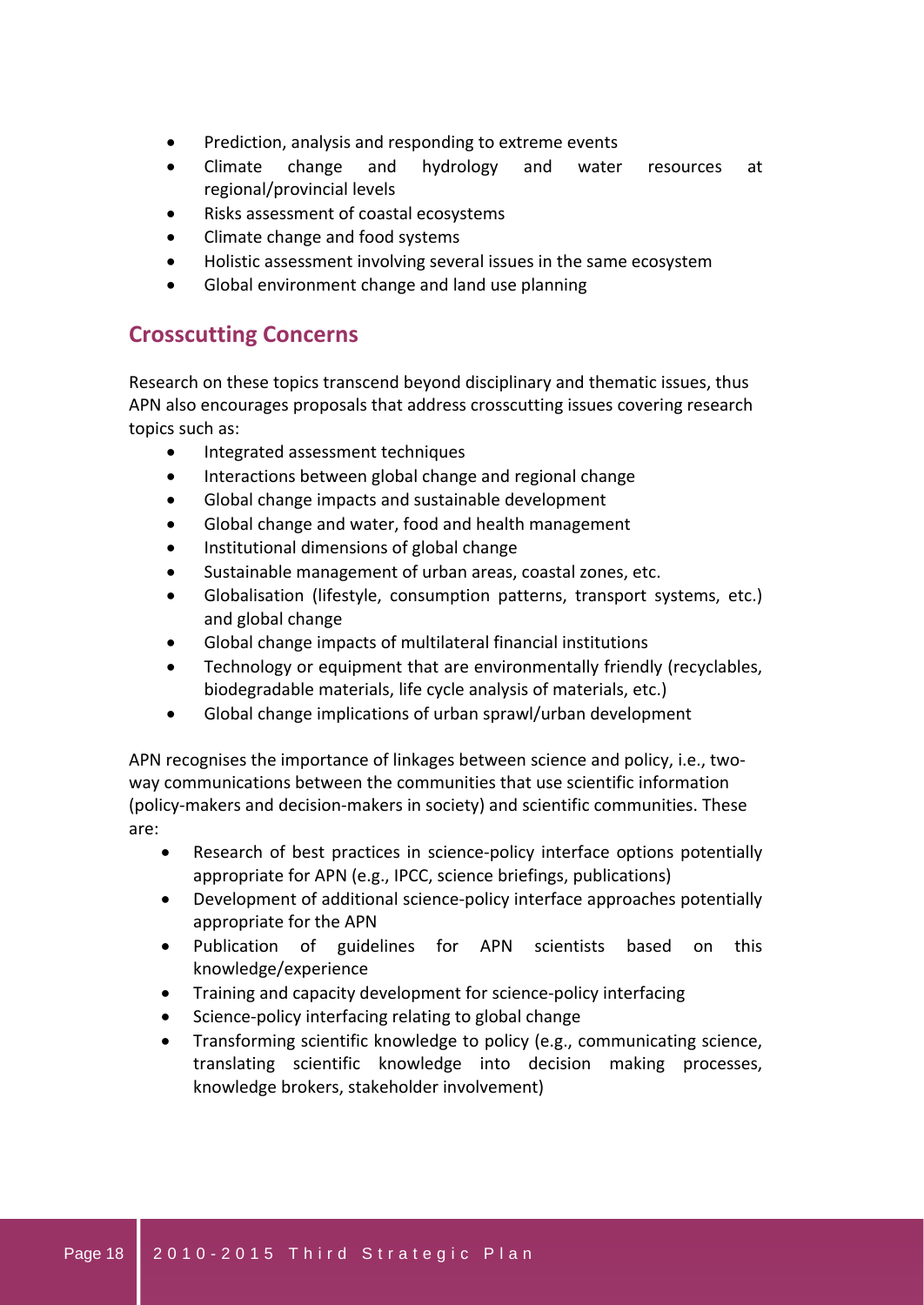- Prediction, analysis and responding to extreme events
- Climate change and hydrology and water resources at regional/provincial levels
- Risks assessment of coastal ecosystems
- Climate change and food systems
- Holistic assessment involving several issues in the same ecosystem
- Global environment change and land use planning

## Crosscutting Concerns

Research on these topics transcend beyond disciplinary and thematic issues, thus APN also encourages proposals that address crosscutting issues covering research topics such as:

- Integrated assessment techniques
- Interactions between global change and regional change
- Global change impacts and sustainable development
- Global change and water, food and health management
- Institutional dimensions of global change
- Sustainable management of urban areas, coastal zones, etc.
- Globalisation (lifestyle, consumption patterns, transport systems, etc.) and global change
- Global change impacts of multilateral financial institutions
- Technology or equipment that are environmentally friendly (recyclables, biodegradable materials, life cycle analysis of materials, etc.)
- Global change implications of urban sprawl/urban development

APN recognises the importance of linkages between science and policy, i.e., two-way communications between the communities that use scientific information (policy-makers and decision-makers in society) and scientific communities. These are:

- Research of best practices in science-policy interface options potentially appropriate for APN (e.g., IPCC, science briefings, publications)
- Development of additional science-policy interface approaches potentially appropriate for the APN
- Publication of guidelines for APN scientists based on this knowledge/experience
- Training and capacity development for science-policy interfacing
- Science-policy interfacing relating to global change
- Transforming scientific knowledge to policy (e.g., communicating science, translating scientific knowledge into decision making processes, knowledge brokers, stakeholder involvement)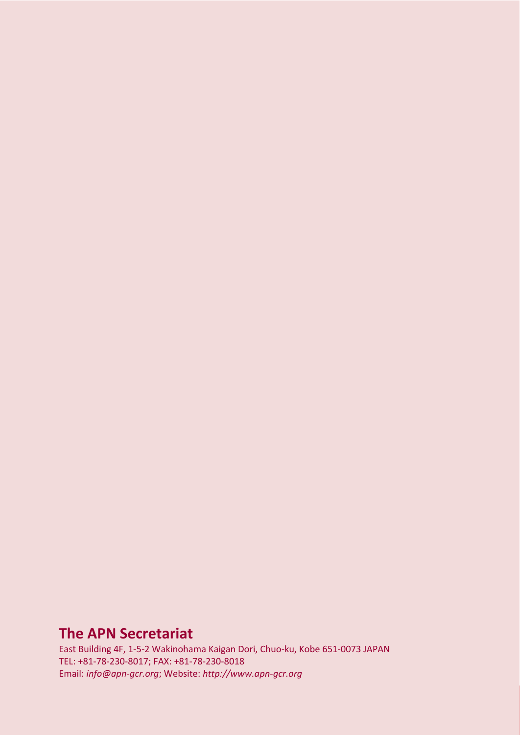## The APN Secretariat

East Building 4F, 1-5-2 Wakinohama Kaigan Dori, Chuo-ku, Kobe 651-0073 JAPAN
TEL: +81-78-230-8017; FAX: +81-78-230-8018
Email: *info@apn-gcr.org*; Website: *http://www.apn-gcr.org*